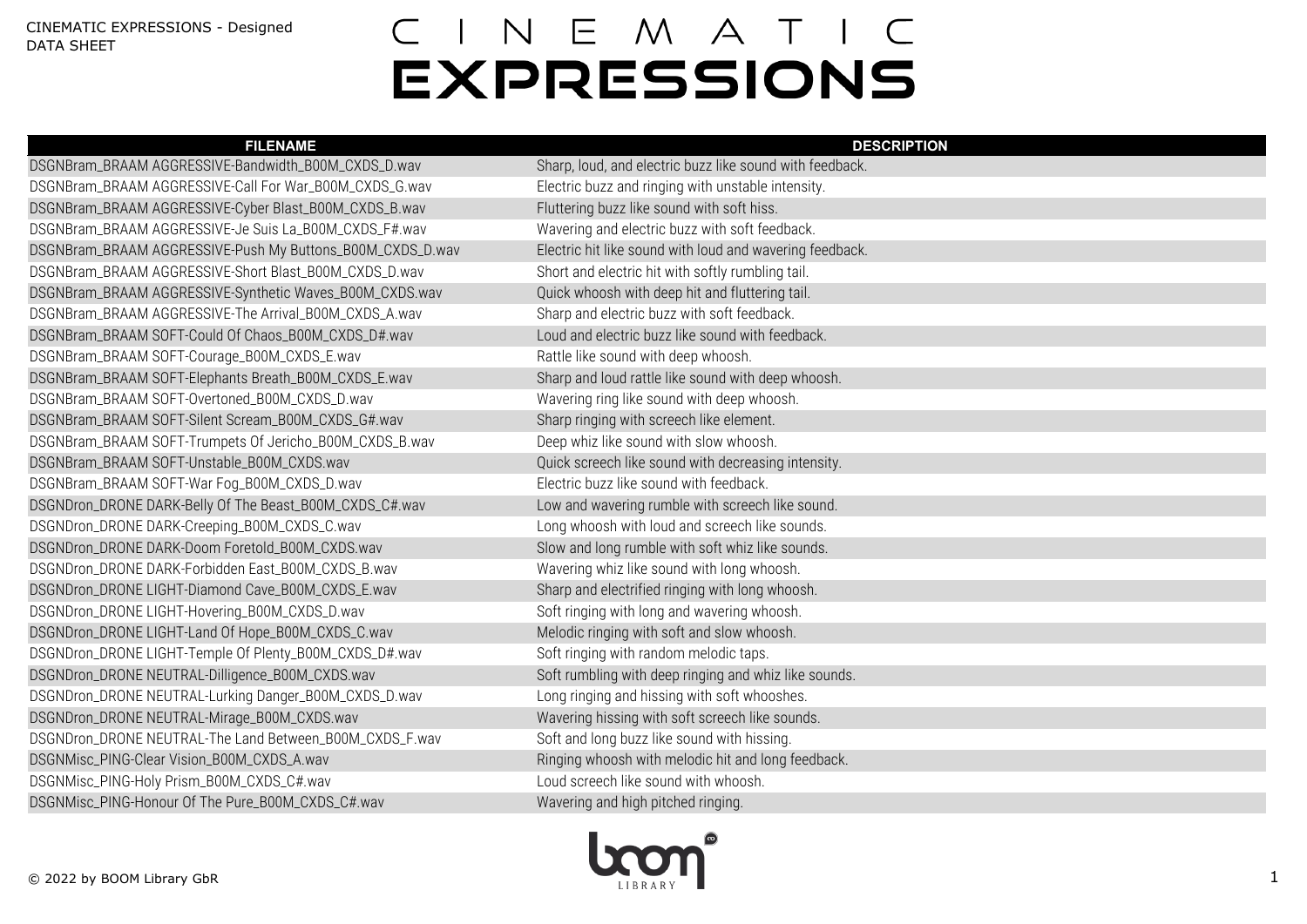CINEMATIC EXPRESSIONS - Designed
DATA SHEET

# CINEMATIC EXPRESSIONS

| FILENAME | DESCRIPTION |
| --- | --- |
| DSGNBram_BRAAM AGGRESSIVE-Bandwidth_B00M_CXDS_D.wav | Sharp, loud, and electric buzz like sound with feedback. |
| DSGNBram_BRAAM AGGRESSIVE-Call For War_B00M_CXDS_G.wav | Electric buzz and ringing with unstable intensity. |
| DSGNBram_BRAAM AGGRESSIVE-Cyber Blast_B00M_CXDS_B.wav | Fluttering buzz like sound with soft hiss. |
| DSGNBram_BRAAM AGGRESSIVE-Je Suis La_B00M_CXDS_F#.wav | Wavering and electric buzz with soft feedback. |
| DSGNBram_BRAAM AGGRESSIVE-Push My Buttons_B00M_CXDS_D.wav | Electric hit like sound with loud and wavering feedback. |
| DSGNBram_BRAAM AGGRESSIVE-Short Blast_B00M_CXDS_D.wav | Short and electric hit with softly rumbling tail. |
| DSGNBram_BRAAM AGGRESSIVE-Synthetic Waves_B00M_CXDS.wav | Quick whoosh with deep hit and fluttering tail. |
| DSGNBram_BRAAM AGGRESSIVE-The Arrival_B00M_CXDS_A.wav | Sharp and electric buzz with soft feedback. |
| DSGNBram_BRAAM SOFT-Could Of Chaos_B00M_CXDS_D#.wav | Loud and electric buzz like sound with feedback. |
| DSGNBram_BRAAM SOFT-Courage_B00M_CXDS_E.wav | Rattle like sound with deep whoosh. |
| DSGNBram_BRAAM SOFT-Elephants Breath_B00M_CXDS_E.wav | Sharp and loud rattle like sound with deep whoosh. |
| DSGNBram_BRAAM SOFT-Overtoned_B00M_CXDS_D.wav | Wavering ring like sound with deep whoosh. |
| DSGNBram_BRAAM SOFT-Silent Scream_B00M_CXDS_G#.wav | Sharp ringing with screech like element. |
| DSGNBram_BRAAM SOFT-Trumpets Of Jericho_B00M_CXDS_B.wav | Deep whiz like sound with slow whoosh. |
| DSGNBram_BRAAM SOFT-Unstable_B00M_CXDS.wav | Quick screech like sound with decreasing intensity. |
| DSGNBram_BRAAM SOFT-War Fog_B00M_CXDS_D.wav | Electric buzz like sound with feedback. |
| DSGNDron_DRONE DARK-Belly Of The Beast_B00M_CXDS_C#.wav | Low and wavering rumble with screech like sound. |
| DSGNDron_DRONE DARK-Creeping_B00M_CXDS_C.wav | Long whoosh with loud and screech like sounds. |
| DSGNDron_DRONE DARK-Doom Foretold_B00M_CXDS.wav | Slow and long rumble with soft whiz like sounds. |
| DSGNDron_DRONE DARK-Forbidden East_B00M_CXDS_B.wav | Wavering whiz like sound with long whoosh. |
| DSGNDron_DRONE LIGHT-Diamond Cave_B00M_CXDS_E.wav | Sharp and electrified ringing with long whoosh. |
| DSGNDron_DRONE LIGHT-Hovering_B00M_CXDS_D.wav | Soft ringing with long and wavering whoosh. |
| DSGNDron_DRONE LIGHT-Land Of Hope_B00M_CXDS_C.wav | Melodic ringing with soft and slow whoosh. |
| DSGNDron_DRONE LIGHT-Temple Of Plenty_B00M_CXDS_D#.wav | Soft ringing with random melodic taps. |
| DSGNDron_DRONE NEUTRAL-Dilligence_B00M_CXDS.wav | Soft rumbling with deep ringing and whiz like sounds. |
| DSGNDron_DRONE NEUTRAL-Lurking Danger_B00M_CXDS_D.wav | Long ringing and hissing with soft whooshes. |
| DSGNDron_DRONE NEUTRAL-Mirage_B00M_CXDS.wav | Wavering hissing with soft screech like sounds. |
| DSGNDron_DRONE NEUTRAL-The Land Between_B00M_CXDS_F.wav | Soft and long buzz like sound with hissing. |
| DSGNMisc_PING-Clear Vision_B00M_CXDS_A.wav | Ringing whoosh with melodic hit and long feedback. |
| DSGNMisc_PING-Holy Prism_B00M_CXDS_C#.wav | Loud screech like sound with whoosh. |
| DSGNMisc_PING-Honour Of The Pure_B00M_CXDS_C#.wav | Wavering and high pitched ringing. |

© 2022 by BOOM Library GbR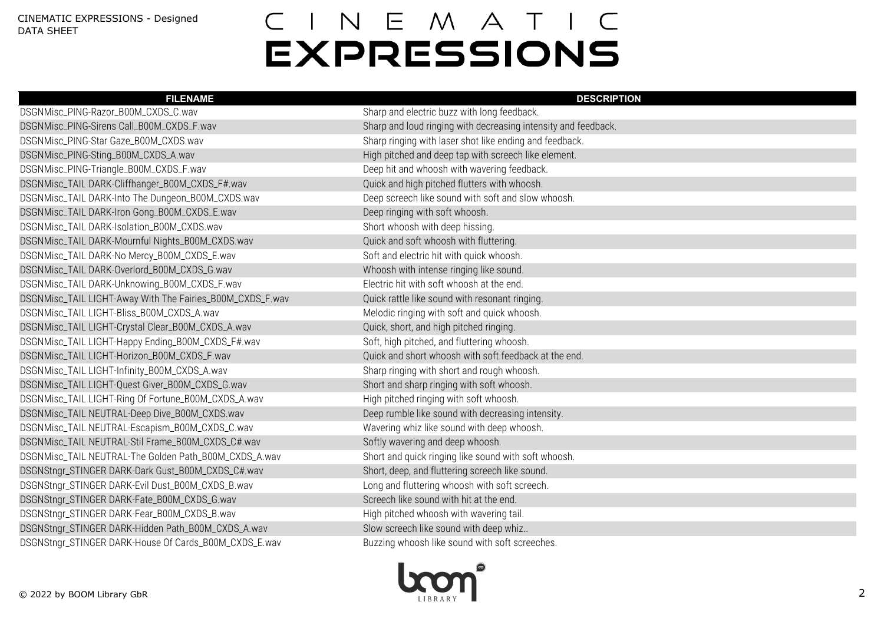| FILENAME | DESCRIPTION |
| --- | --- |
| DSGNMisc_PING-Razor_B00M_CXDS_C.wav | Sharp and electric buzz with long feedback. |
| DSGNMisc_PING-Sirens Call_B00M_CXDS_F.wav | Sharp and loud ringing with decreasing intensity and feedback. |
| DSGNMisc_PING-Star Gaze_B00M_CXDS.wav | Sharp ringing with laser shot like ending and feedback. |
| DSGNMisc_PING-Sting_B00M_CXDS_A.wav | High pitched and deep tap with screech like element. |
| DSGNMisc_PING-Triangle_B00M_CXDS_F.wav | Deep hit and whoosh with wavering feedback. |
| DSGNMisc_TAIL DARK-Cliffhanger_B00M_CXDS_F#.wav | Quick and high pitched flutters with whoosh. |
| DSGNMisc_TAIL DARK-Into The Dungeon_B00M_CXDS.wav | Deep screech like sound with soft and slow whoosh. |
| DSGNMisc_TAIL DARK-Iron Gong_B00M_CXDS_E.wav | Deep ringing with soft whoosh. |
| DSGNMisc_TAIL DARK-Isolation_B00M_CXDS.wav | Short whoosh with deep hissing. |
| DSGNMisc_TAIL DARK-Mournful Nights_B00M_CXDS.wav | Quick and soft whoosh with fluttering. |
| DSGNMisc_TAIL DARK-No Mercy_B00M_CXDS_E.wav | Soft and electric hit with quick whoosh. |
| DSGNMisc_TAIL DARK-Overlord_B00M_CXDS_G.wav | Whoosh with intense ringing like sound. |
| DSGNMisc_TAIL DARK-Unknowing_B00M_CXDS_F.wav | Electric hit with soft whoosh at the end. |
| DSGNMisc_TAIL LIGHT-Away With The Fairies_B00M_CXDS_F.wav | Quick rattle like sound with resonant ringing. |
| DSGNMisc_TAIL LIGHT-Bliss_B00M_CXDS_A.wav | Melodic ringing with soft and quick whoosh. |
| DSGNMisc_TAIL LIGHT-Crystal Clear_B00M_CXDS_A.wav | Quick, short, and high pitched ringing. |
| DSGNMisc_TAIL LIGHT-Happy Ending_B00M_CXDS_F#.wav | Soft, high pitched, and fluttering whoosh. |
| DSGNMisc_TAIL LIGHT-Horizon_B00M_CXDS_F.wav | Quick and short whoosh with soft feedback at the end. |
| DSGNMisc_TAIL LIGHT-Infinity_B00M_CXDS_A.wav | Sharp ringing with short and rough whoosh. |
| DSGNMisc_TAIL LIGHT-Quest Giver_B00M_CXDS_G.wav | Short and sharp ringing with soft whoosh. |
| DSGNMisc_TAIL LIGHT-Ring Of Fortune_B00M_CXDS_A.wav | High pitched ringing with soft whoosh. |
| DSGNMisc_TAIL NEUTRAL-Deep Dive_B00M_CXDS.wav | Deep rumble like sound with decreasing intensity. |
| DSGNMisc_TAIL NEUTRAL-Escapism_B00M_CXDS_C.wav | Wavering whiz like sound with deep whoosh. |
| DSGNMisc_TAIL NEUTRAL-Stil Frame_B00M_CXDS_C#.wav | Softly wavering and deep whoosh. |
| DSGNMisc_TAIL NEUTRAL-The Golden Path_B00M_CXDS_A.wav | Short and quick ringing like sound with soft whoosh. |
| DSGNStngr_STINGER DARK-Dark Gust_B00M_CXDS_C#.wav | Short, deep, and fluttering screech like sound. |
| DSGNStngr_STINGER DARK-Evil Dust_B00M_CXDS_B.wav | Long and fluttering whoosh with soft screech. |
| DSGNStngr_STINGER DARK-Fate_B00M_CXDS_G.wav | Screech like sound with hit at the end. |
| DSGNStngr_STINGER DARK-Fear_B00M_CXDS_B.wav | High pitched whoosh with wavering tail. |
| DSGNStngr_STINGER DARK-Hidden Path_B00M_CXDS_A.wav | Slow screech like sound with deep whiz.. |
| DSGNStngr_STINGER DARK-House Of Cards_B00M_CXDS_E.wav | Buzzing whoosh like sound with soft screeches. |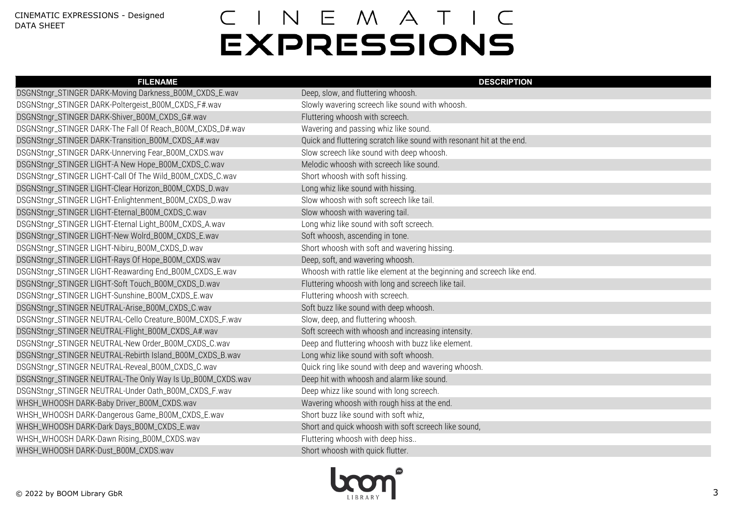# CINEMATIC EXPRESSIONS

| FILENAME | DESCRIPTION |
|---|---|
| DSGNStngr_STINGER DARK-Moving Darkness_B00M_CXDS_E.wav | Deep, slow, and fluttering whoosh. |
| DSGNStngr_STINGER DARK-Poltergeist_B00M_CXDS_F#.wav | Slowly wavering screech like sound with whoosh. |
| DSGNStngr_STINGER DARK-Shiver_B00M_CXDS_G#.wav | Fluttering whoosh with screech. |
| DSGNStngr_STINGER DARK-The Fall Of Reach_B00M_CXDS_D#.wav | Wavering and passing whiz like sound. |
| DSGNStngr_STINGER DARK-Transition_B00M_CXDS_A#.wav | Quick and fluttering scratch like sound with resonant hit at the end. |
| DSGNStngr_STINGER DARK-Unnerving Fear_B00M_CXDS.wav | Slow screech like sound with deep whoosh. |
| DSGNStngr_STINGER LIGHT-A New Hope_B00M_CXDS_C.wav | Melodic whoosh with screech like sound. |
| DSGNStngr_STINGER LIGHT-Call Of The Wild_B00M_CXDS_C.wav | Short whoosh with soft hissing. |
| DSGNStngr_STINGER LIGHT-Clear Horizon_B00M_CXDS_D.wav | Long whiz like sound with hissing. |
| DSGNStngr_STINGER LIGHT-Enlightenment_B00M_CXDS_D.wav | Slow whoosh with soft screech like tail. |
| DSGNStngr_STINGER LIGHT-Eternal_B00M_CXDS_C.wav | Slow whoosh with wavering tail. |
| DSGNStngr_STINGER LIGHT-Eternal Light_B00M_CXDS_A.wav | Long whiz like sound with soft screech. |
| DSGNStngr_STINGER LIGHT-New Wolrd_B00M_CXDS_E.wav | Soft whoosh, ascending in tone. |
| DSGNStngr_STINGER LIGHT-Nibiru_B00M_CXDS_D.wav | Short whoosh with soft and wavering hissing. |
| DSGNStngr_STINGER LIGHT-Rays Of Hope_B00M_CXDS.wav | Deep, soft, and wavering whoosh. |
| DSGNStngr_STINGER LIGHT-Reawarding End_B00M_CXDS_E.wav | Whoosh with rattle like element at the beginning and screech like end. |
| DSGNStngr_STINGER LIGHT-Soft Touch_B00M_CXDS_D.wav | Fluttering whoosh with long and screech like tail. |
| DSGNStngr_STINGER LIGHT-Sunshine_B00M_CXDS_E.wav | Fluttering whoosh with screech. |
| DSGNStngr_STINGER NEUTRAL-Arise_B00M_CXDS_C.wav | Soft buzz like sound with deep whoosh. |
| DSGNStngr_STINGER NEUTRAL-Cello Creature_B00M_CXDS_F.wav | Slow, deep, and fluttering whoosh. |
| DSGNStngr_STINGER NEUTRAL-Flight_B00M_CXDS_A#.wav | Soft screech with whoosh and increasing intensity. |
| DSGNStngr_STINGER NEUTRAL-New Order_B00M_CXDS_C.wav | Deep and fluttering whoosh with buzz like element. |
| DSGNStngr_STINGER NEUTRAL-Rebirth Island_B00M_CXDS_B.wav | Long whiz like sound with soft whoosh. |
| DSGNStngr_STINGER NEUTRAL-Reveal_B00M_CXDS_C.wav | Quick ring like sound with deep and wavering whoosh. |
| DSGNStngr_STINGER NEUTRAL-The Only Way Is Up_B00M_CXDS.wav | Deep hit with whoosh and alarm like sound. |
| DSGNStngr_STINGER NEUTRAL-Under Oath_B00M_CXDS_F.wav | Deep whizz like sound with long screech. |
| WHSH_WHOOSH DARK-Baby Driver_B00M_CXDS.wav | Wavering whoosh with rough hiss at the end. |
| WHSH_WHOOSH DARK-Dangerous Game_B00M_CXDS_E.wav | Short buzz like sound with soft whiz, |
| WHSH_WHOOSH DARK-Dark Days_B00M_CXDS_E.wav | Short and quick whoosh with soft screech like sound, |
| WHSH_WHOOSH DARK-Dawn Rising_B00M_CXDS.wav | Fluttering whoosh with deep hiss.. |
| WHSH_WHOOSH DARK-Dust_B00M_CXDS.wav | Short whoosh with quick flutter. |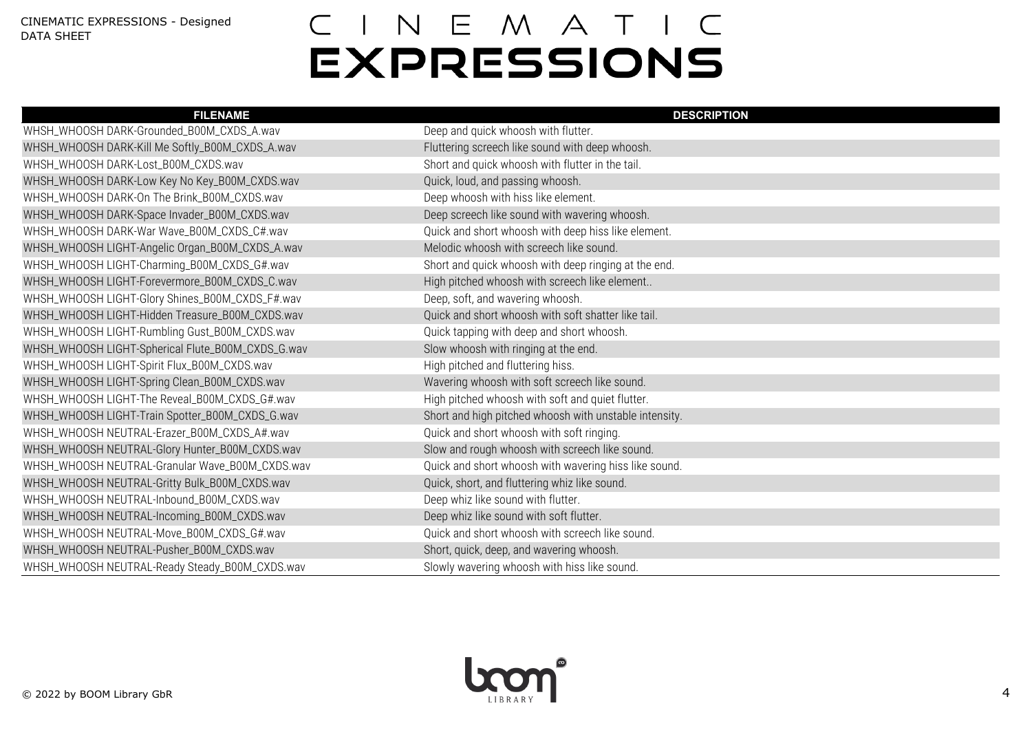| FILENAME | DESCRIPTION |
|---|---|
| WHSH_WHOOSH DARK-Grounded_B00M_CXDS_A.wav | Deep and quick whoosh with flutter. |
| WHSH_WHOOSH DARK-Kill Me Softly_B00M_CXDS_A.wav | Fluttering screech like sound with deep whoosh. |
| WHSH_WHOOSH DARK-Lost_B00M_CXDS.wav | Short and quick whoosh with flutter in the tail. |
| WHSH_WHOOSH DARK-Low Key No Key_B00M_CXDS.wav | Quick, loud, and passing whoosh. |
| WHSH_WHOOSH DARK-On The Brink_B00M_CXDS.wav | Deep whoosh with hiss like element. |
| WHSH_WHOOSH DARK-Space Invader_B00M_CXDS.wav | Deep screech like sound with wavering whoosh. |
| WHSH_WHOOSH DARK-War Wave_B00M_CXDS_C#.wav | Quick and short whoosh with deep hiss like element. |
| WHSH_WHOOSH LIGHT-Angelic Organ_B00M_CXDS_A.wav | Melodic whoosh with screech like sound. |
| WHSH_WHOOSH LIGHT-Charming_B00M_CXDS_G#.wav | Short and quick whoosh with deep ringing at the end. |
| WHSH_WHOOSH LIGHT-Forevermore_B00M_CXDS_C.wav | High pitched whoosh with screech like element.. |
| WHSH_WHOOSH LIGHT-Glory Shines_B00M_CXDS_F#.wav | Deep, soft, and wavering whoosh. |
| WHSH_WHOOSH LIGHT-Hidden Treasure_B00M_CXDS.wav | Quick and short whoosh with soft shatter like tail. |
| WHSH_WHOOSH LIGHT-Rumbling Gust_B00M_CXDS.wav | Quick tapping with deep and short whoosh. |
| WHSH_WHOOSH LIGHT-Spherical Flute_B00M_CXDS_G.wav | Slow whoosh with ringing at the end. |
| WHSH_WHOOSH LIGHT-Spirit Flux_B00M_CXDS.wav | High pitched and fluttering hiss. |
| WHSH_WHOOSH LIGHT-Spring Clean_B00M_CXDS.wav | Wavering whoosh with soft screech like sound. |
| WHSH_WHOOSH LIGHT-The Reveal_B00M_CXDS_G#.wav | High pitched whoosh with soft and quiet flutter. |
| WHSH_WHOOSH LIGHT-Train Spotter_B00M_CXDS_G.wav | Short and high pitched whoosh with unstable intensity. |
| WHSH_WHOOSH NEUTRAL-Erazer_B00M_CXDS_A#.wav | Quick and short whoosh with soft ringing. |
| WHSH_WHOOSH NEUTRAL-Glory Hunter_B00M_CXDS.wav | Slow and rough whoosh with screech like sound. |
| WHSH_WHOOSH NEUTRAL-Granular Wave_B00M_CXDS.wav | Quick and short whoosh with wavering hiss like sound. |
| WHSH_WHOOSH NEUTRAL-Gritty Bulk_B00M_CXDS.wav | Quick, short, and fluttering whiz like sound. |
| WHSH_WHOOSH NEUTRAL-Inbound_B00M_CXDS.wav | Deep whiz like sound with flutter. |
| WHSH_WHOOSH NEUTRAL-Incoming_B00M_CXDS.wav | Deep whiz like sound with soft flutter. |
| WHSH_WHOOSH NEUTRAL-Move_B00M_CXDS_G#.wav | Quick and short whoosh with screech like sound. |
| WHSH_WHOOSH NEUTRAL-Pusher_B00M_CXDS.wav | Short, quick, deep, and wavering whoosh. |
| WHSH_WHOOSH NEUTRAL-Ready Steady_B00M_CXDS.wav | Slowly wavering whoosh with hiss like sound. |

© 2022 by BOOM Library GbR